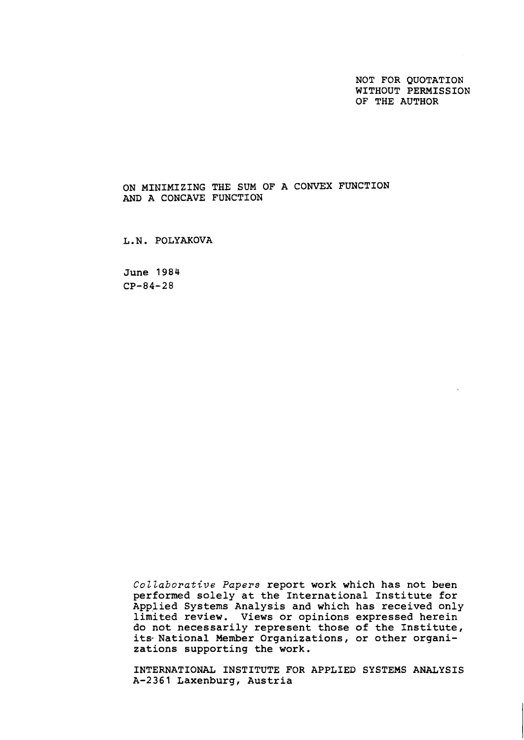NOT FOR QUOTATION
WITHOUT PERMISSION
OF THE AUTHOR

# ON MINIMIZING THE SUM OF A CONVEX FUNCTION AND A CONCAVE FUNCTION

L.N. POLYAKOVA

June 1984
CP-84-28

*Collaborative Papers* report work which has not been performed solely at the International Institute for Applied Systems Analysis and which has received only limited review. Views or opinions expressed herein do not necessarily represent those of the Institute, its National Member Organizations, or other organizations supporting the work.

INTERNATIONAL INSTITUTE FOR APPLIED SYSTEMS ANALYSIS
A-2361 Laxenburg, Austria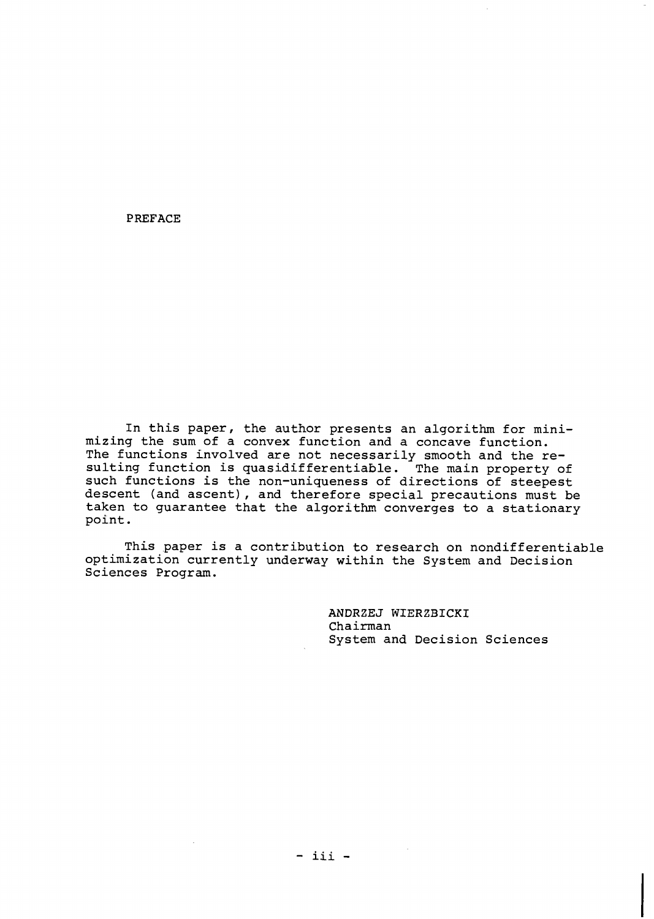## PREFACE

In this paper, the author presents an algorithm for minimizing the sum of a convex function and a concave function. The functions involved are not necessarily smooth and the resulting function is quasidifferentiable. The main property of such functions is the non-uniqueness of directions of steepest descent (and ascent), and therefore special precautions must be taken to guarantee that the algorithm converges to a stationary point.

This paper is a contribution to research on nondifferentiable optimization currently underway within the System and Decision Sciences Program.

ANDRZEJ WIERZBICKI
Chairman
System and Decision Sciences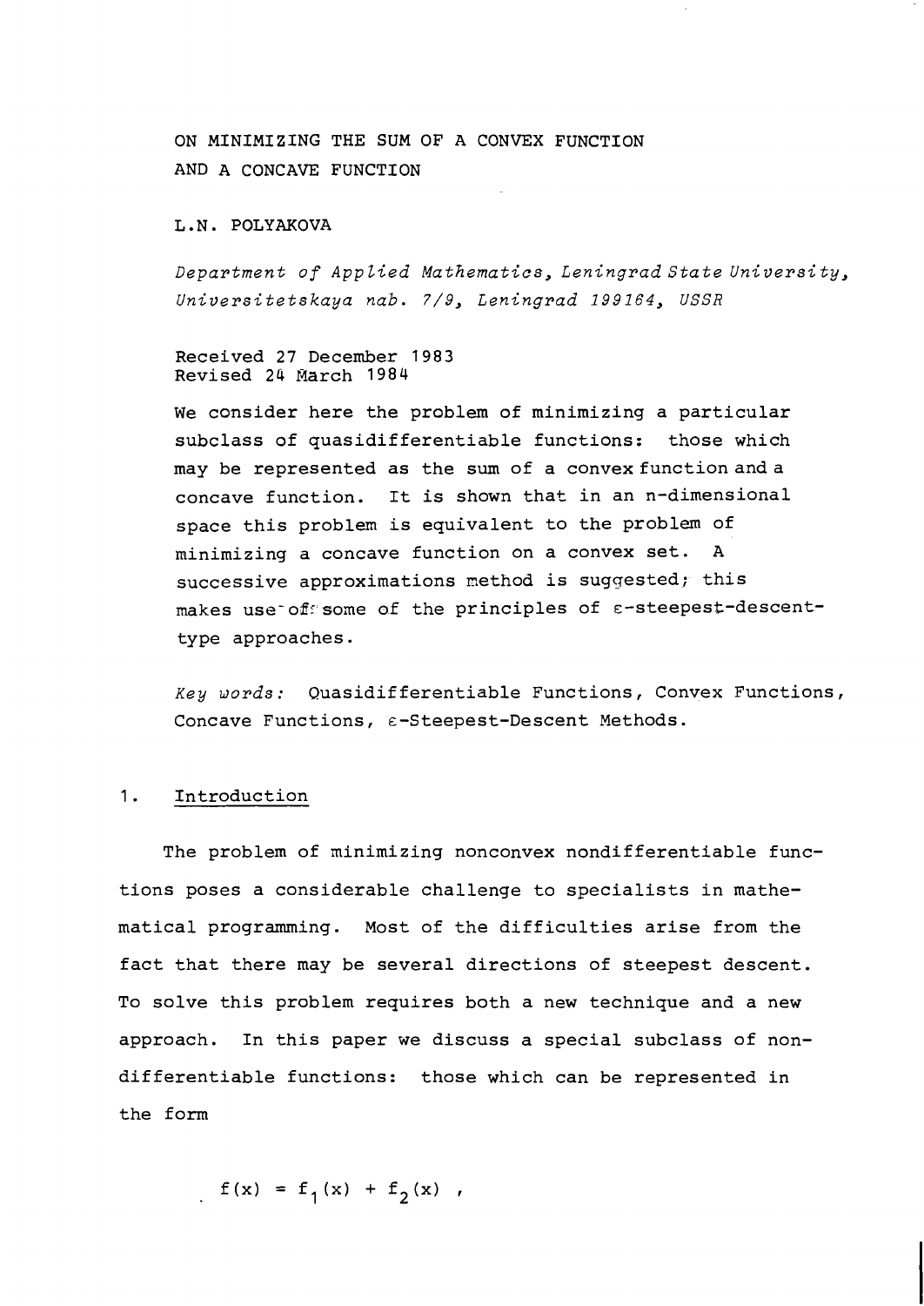# ON MINIMIZING THE SUM OF A CONVEX FUNCTION AND A CONCAVE FUNCTION

L.N. POLYAKOVA

*Department of Applied Mathematics, Leningrad State University, Universitetskaya nab. 7/9, Leningrad 199164, USSR*

Received 27 December 1983
Revised 24 March 1984

We consider here the problem of minimizing a particular subclass of quasidifferentiable functions: those which may be represented as the sum of a convex function and a concave function. It is shown that in an n-dimensional space this problem is equivalent to the problem of minimizing a concave function on a convex set. A successive approximations method is suggested; this makes use of some of the principles of $\varepsilon$-steepest-descent-type approaches.

*Key words:* Quasidifferentiable Functions, Convex Functions, Concave Functions, $\varepsilon$-Steepest-Descent Methods.

## 1. Introduction

The problem of minimizing nonconvex nondifferentiable functions poses a considerable challenge to specialists in mathematical programming. Most of the difficulties arise from the fact that there may be several directions of steepest descent. To solve this problem requires both a new technique and a new approach. In this paper we discuss a special subclass of nondifferentiable functions: those which can be represented in the form

$$f(x) = f_1(x) + f_2(x) \ ,$$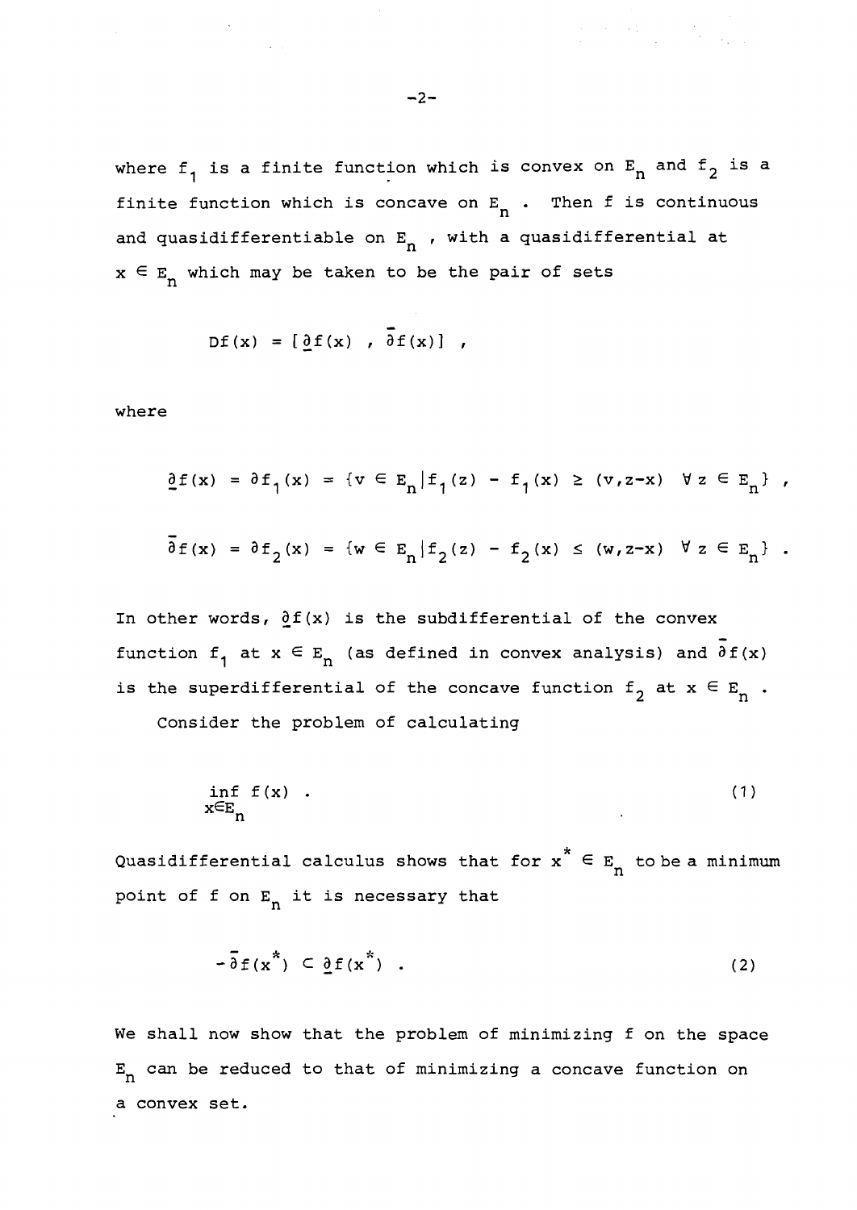where $f_1$ is a finite function which is convex on $E_n$ and $f_2$ is a finite function which is concave on $E_n$. Then f is continuous and quasidifferentiable on $E_n$, with a quasidifferential at $x \in E_n$ which may be taken to be the pair of sets

$$Df(x) = [\underline{\partial} f(x) \ , \ \bar{\partial} f(x)] \ ,$$

where

$$\underline{\partial} f(x) = \partial f_1(x) = \{v \in E_n | f_1(z) - f_1(x) \geq (v, z-x) \quad \forall \, z \in E_n\} \ ,$$

$$\bar{\partial} f(x) = \partial f_2(x) = \{w \in E_n | f_2(z) - f_2(x) \leq (w, z-x) \quad \forall \, z \in E_n\} \ .$$

In other words, $\underline{\partial} f(x)$ is the subdifferential of the convex function $f_1$ at $x \in E_n$ (as defined in convex analysis) and $\bar{\partial} f(x)$ is the superdifferential of the concave function $f_2$ at $x \in E_n$.

Consider the problem of calculating

$$\inf_{x \in E_n} f(x) \ . \tag{1}$$

Quasidifferential calculus shows that for $x^* \in E_n$ to be a minimum point of f on $E_n$ it is necessary that

$$-\bar{\partial} f(x^*) \subset \underline{\partial} f(x^*) \ . \tag{2}$$

We shall now show that the problem of minimizing f on the space $E_n$ can be reduced to that of minimizing a concave function on a convex set.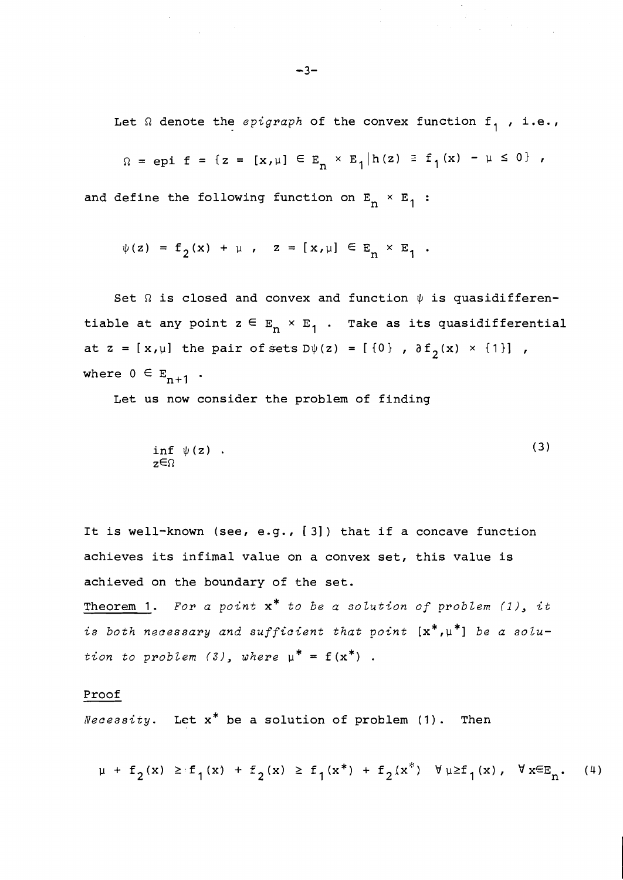Let $\Omega$ denote the *epigraph* of the convex function $f_1$, i.e.,

$$\Omega = \text{epi } f = \{z = [x,\mu] \in E_n \times E_1 | h(z) \equiv f_1(x) - \mu \le 0\} ,$$

and define the following function on $E_n \times E_1$ :

$$\psi(z) = f_2(x) + \mu , \quad z = [x,\mu] \in E_n \times E_1 .$$

Set $\Omega$ is closed and convex and function $\psi$ is quasidifferentiable at any point $z \in E_n \times E_1$. Take as its quasidifferential at $z = [x,\mu]$ the pair of sets $D\psi(z) = [\{0\} , \partial f_2(x) \times \{1\}]$ , where $0 \in E_{n+1}$ .

Let us now consider the problem of finding

$$\inf_{z \in \Omega} \psi(z) . \tag{3}$$

It is well-known (see, e.g., [3]) that if a concave function achieves its infimal value on a convex set, this value is achieved on the boundary of the set.

Theorem 1. *For a point* $x^*$ *to be a solution of problem (1), it is both necessary and sufficient that point* $[x^*,\mu^*]$ *be a solution to problem (3), where* $\mu^* = f(x^*)$ .

Proof

*Necessity.* Let $x^*$ be a solution of problem (1). Then

$$\mu + f_2(x) \ge f_1(x) + f_2(x) \ge f_1(x^*) + f_2(x^*) \quad \forall \mu \ge f_1(x) , \quad \forall x \in E_n . \tag{4}$$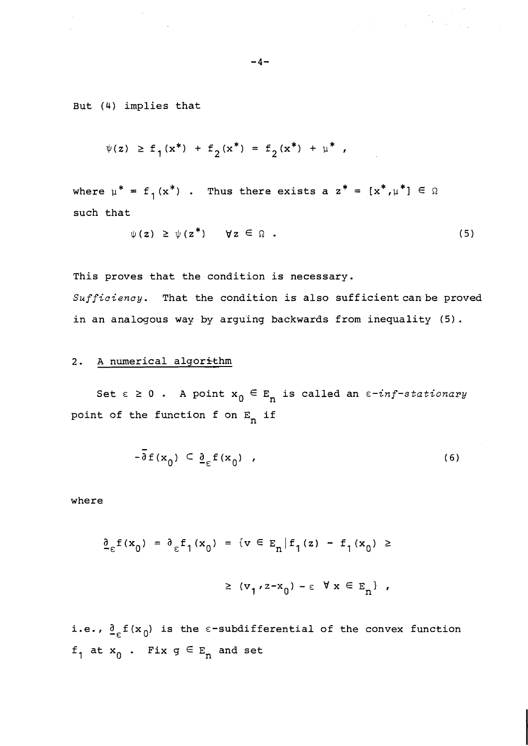But (4) implies that

$$\psi(z) \geq f_1(x^*) + f_2(x^*) = f_2(x^*) + \mu^* ,$$

where $\mu^* = f_1(x^*)$ . Thus there exists a $z^* = [x^*, \mu^*] \in \Omega$ such that

$$\psi(z) \geq \psi(z^*) \quad \forall z \in \Omega . \tag{5}$$

This proves that the condition is necessary.

*Sufficiency.* That the condition is also sufficient can be proved in an analogous way by arguing backwards from inequality (5).

## 2. A numerical algorithm

Set $\varepsilon \geq 0$ . A point $x_0 \in E_n$ is called an *ε-inf-stationary* point of the function f on $E_n$ if

$$-\bar{\partial} f(x_0) \subset \underline{\partial}_\varepsilon f(x_0) , \tag{6}$$

where

$$\underline{\partial}_\varepsilon f(x_0) = \partial_\varepsilon f_1(x_0) = \{v \in E_n | f_1(z) - f_1(x_0) \geq$$

$$\geq (v_1, z - x_0) - \varepsilon \;\; \forall\, x \in E_n\} ,$$

i.e., $\underline{\partial}_\varepsilon f(x_0)$ is the ε-subdifferential of the convex function $f_1$ at $x_0$ . Fix $g \in E_n$ and set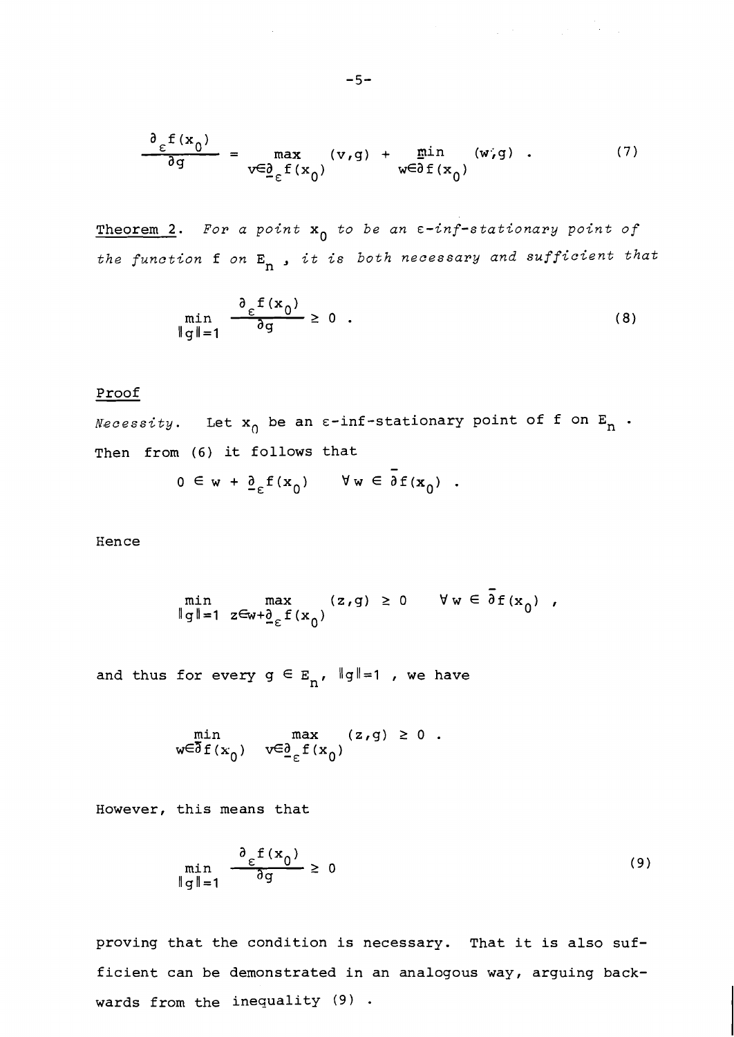$$\frac{\partial_\varepsilon f(x_0)}{\partial g} = \max_{v \in \underline{\partial}_\varepsilon f(x_0)} (v,g) + \min_{w \in \bar{\partial} f(x_0)} (w,g) \ . \tag{7}$$

Theorem 2. *For a point* $x_0$ *to be an* $\varepsilon$*-inf-stationary point of the function* f *on* $E_n$ *, it is both necessary and sufficient that*

$$\min_{\|g\|=1} \frac{\partial_\varepsilon f(x_0)}{\partial g} \geq 0 \ . \tag{8}$$

Proof

*Necessity.* Let $x_0$ be an $\varepsilon$-inf-stationary point of f on $E_n$ . Then from (6) it follows that

$$0 \in w + \underline{\partial}_\varepsilon f(x_0) \quad \forall\, w \in \bar{\partial} f(x_0) \ .$$

Hence

$$\min_{\|g\|=1} \ \max_{z \in w + \underline{\partial}_\varepsilon f(x_0)} (z,g) \geq 0 \quad \forall\, w \in \bar{\partial} f(x_0) \ ,$$

and thus for every $g \in E_n$, $\|g\|=1$ , we have

$$\min_{w \in \bar{\partial} f(x_0)} \ \max_{v \in \underline{\partial}_\varepsilon f(x_0)} (z,g) \geq 0 \ .$$

However, this means that

$$\min_{\|g\|=1} \frac{\partial_\varepsilon f(x_0)}{\partial g} \geq 0 \tag{9}$$

proving that the condition is necessary. That it is also sufficient can be demonstrated in an analogous way, arguing backwards from the inequality (9) .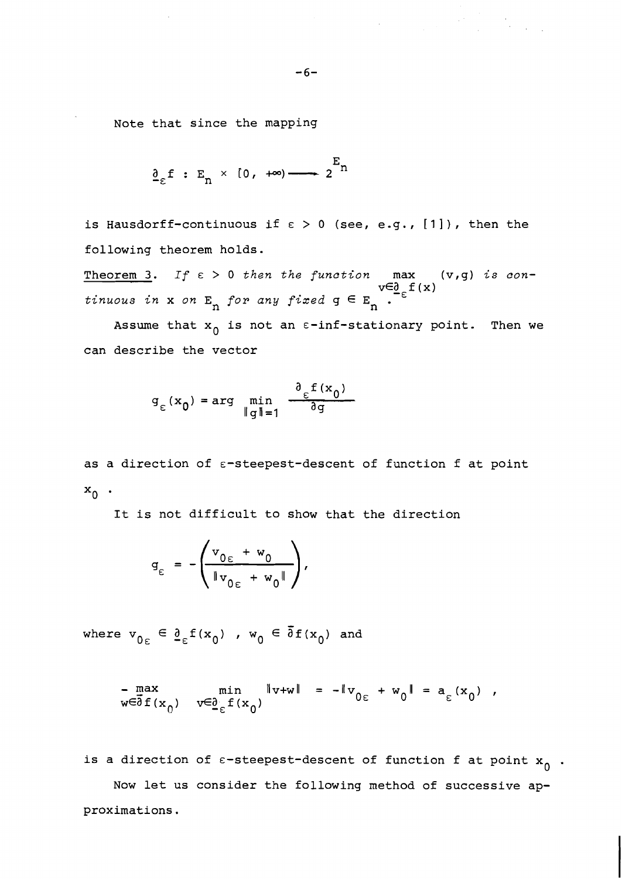Note that since the mapping

$$\underline{\partial}_{\varepsilon} f : E_n \times [0, +\infty) \longrightarrow 2^{E_n}$$

is Hausdorff-continuous if $\varepsilon > 0$ (see, e.g., [1]), then the following theorem holds.

<u>Theorem 3</u>. *If* $\varepsilon > 0$ *then the function* $\max\limits_{v \in \underline{\partial}_{\varepsilon} f(x)} (v, g)$ *is continuous in* $x$ *on* $E_n$ *for any fixed* $g \in E_n$ .

Assume that $x_0$ is not an $\varepsilon$-inf-stationary point. Then we can describe the vector

$$g_{\varepsilon}(x_0) = \arg \min_{\|g\|=1} \frac{\partial_{\varepsilon} f(x_0)}{\partial g}$$

as a direction of $\varepsilon$-steepest-descent of function f at point $x_0$ .

It is not difficult to show that the direction

$$g_{\varepsilon} = -\left( \frac{v_{0\varepsilon} + w_0}{\|v_{0\varepsilon} + w_0\|} \right),$$

where $v_{0\varepsilon} \in \underline{\partial}_{\varepsilon} f(x_0)$ , $w_0 \in \bar{\partial} f(x_0)$ and

$$- \max_{w \in \bar{\partial} f(x_0)} \min_{v \in \underline{\partial}_{\varepsilon} f(x_0)} \|v+w\| = -\|v_{0\varepsilon} + w_0\| = a_{\varepsilon}(x_0) ,$$

is a direction of $\varepsilon$-steepest-descent of function f at point $x_0$ .

Now let us consider the following method of successive approximations.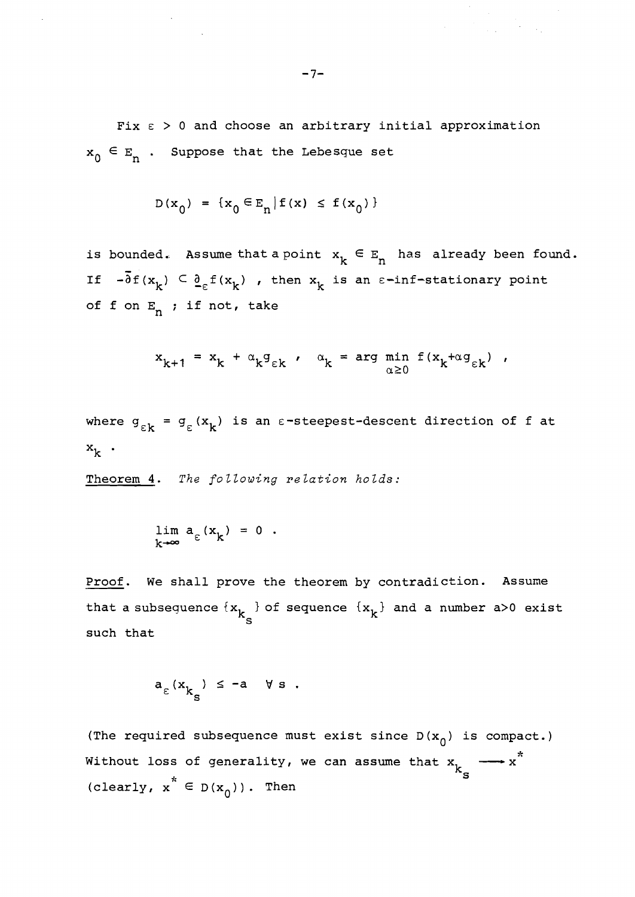Fix $\varepsilon > 0$ and choose an arbitrary initial approximation $x_0 \in E_n$. Suppose that the Lebesque set

$$D(x_0) = \{x_0 \in E_n | f(x) \leq f(x_0)\}$$

is bounded. Assume that a point $x_k \in E_n$ has already been found. If $-\bar{\partial} f(x_k) \subset \underline{\partial}_\varepsilon f(x_k)$, then $x_k$ is an $\varepsilon$-inf-stationary point of f on $E_n$; if not, take

$$x_{k+1} = x_k + \alpha_k g_{\varepsilon k} \, , \quad \alpha_k = \arg \min_{\alpha \geq 0} f(x_k + \alpha g_{\varepsilon k}) \, ,$$

where $g_{\varepsilon k} = g_\varepsilon(x_k)$ is an $\varepsilon$-steepest-descent direction of f at $x_k$.

Theorem 4. *The following relation holds:*

$$\lim_{k \to \infty} a_\varepsilon(x_k) = 0 \, .$$

Proof. We shall prove the theorem by contradiction. Assume that a subsequence $\{x_{k_s}\}$ of sequence $\{x_k\}$ and a number $a > 0$ exist such that

$$a_\varepsilon(x_{k_s}) \leq -a \quad \forall s \, .$$

(The required subsequence must exist since $D(x_0)$ is compact.) Without loss of generality, we can assume that $x_{k_s} \longrightarrow x^*$ (clearly, $x^* \in D(x_0)$). Then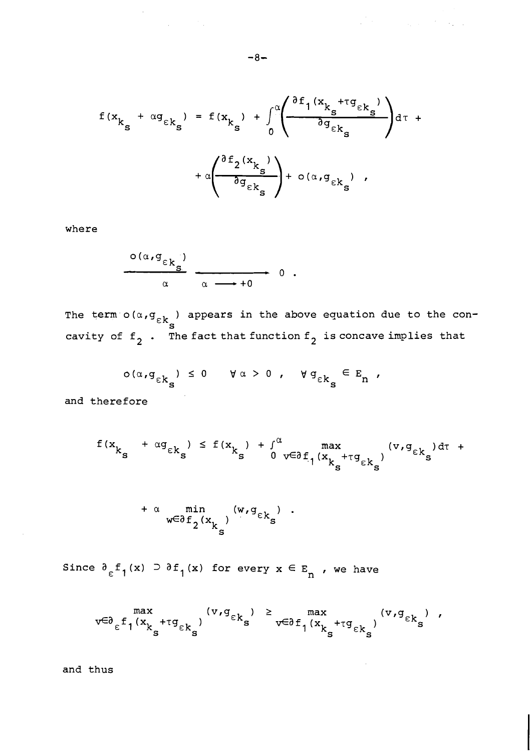$$f(x_{k_s} + \alpha g_{\varepsilon k_s}) = f(x_{k_s}) + \int_0^{\alpha} \left( \frac{\partial f_1(x_{k_s} + \tau g_{\varepsilon k_s})}{\partial g_{\varepsilon k_s}} \right) d\tau +$$

$$+ \alpha \left( \frac{\partial f_2(x_{k_s})}{\partial g_{\varepsilon k_s}} \right) + o(\alpha, g_{\varepsilon k_s}) \ ,$$

where

$$\frac{o(\alpha, g_{\varepsilon k_s})}{\alpha} \xrightarrow[\alpha \longrightarrow +0]{} 0 \ .$$

The term $o(\alpha, g_{\varepsilon k_s})$ appears in the above equation due to the concavity of $f_2$ . The fact that function $f_2$ is concave implies that

$$o(\alpha, g_{\varepsilon k_s}) \leq 0 \qquad \forall \, \alpha > 0 \ , \quad \forall \, g_{\varepsilon k_s} \in E_n \ ,$$

and therefore

$$f(x_{k_s} + \alpha g_{\varepsilon k_s}) \leq f(x_{k_s}) + \int_0^{\alpha} \max_{v \in \partial f_1(x_{k_s} + \tau g_{\varepsilon k_s})} (v, g_{\varepsilon k_s}) d\tau +$$

$$+ \alpha \min_{w \in \partial f_2(x_{k_s})} (w, g_{\varepsilon k_s}) \ .$$

Since $\partial_{\varepsilon} f_1(x) \supset \partial f_1(x)$ for every $x \in E_n$ , we have

$$\max_{v \in \partial_{\varepsilon} f_1(x_{k_s} + \tau g_{\varepsilon k_s})} (v, g_{\varepsilon k_s}) \geq \max_{v \in \partial f_1(x_{k_s} + \tau g_{\varepsilon k_s})} (v, g_{\varepsilon k_s}) \ ,$$

and thus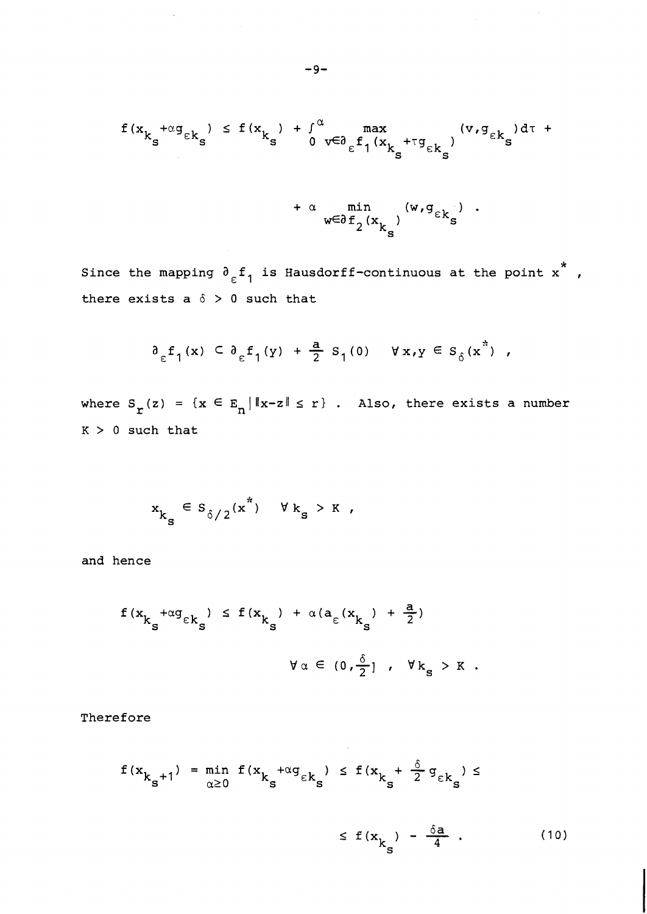$$f(x_{k_s}+\alpha g_{\varepsilon k_s}) \le f(x_{k_s}) + \int_0^\alpha \max_{v\in\partial_\varepsilon f_1(x_{k_s}+\tau g_{\varepsilon k_s})} (v, g_{\varepsilon k_s}) d\tau +$$

$$+ \alpha \min_{w\in\partial f_2(x_{k_s})} (w, g_{\varepsilon k_s}) .$$

Since the mapping $\partial_\varepsilon f_1$ is Hausdorff-continuous at the point $x^*$, there exists a $\delta > 0$ such that

$$\partial_\varepsilon f_1(x) \subset \partial_\varepsilon f_1(y) + \frac{a}{2} S_1(0) \quad \forall x,y \in S_\delta(x^*) ,$$

where $S_r(z) = \{x \in E_n \,|\, \|x-z\| \le r\}$ . Also, there exists a number $K > 0$ such that

$$x_{k_s} \in S_{\delta/2}(x^*) \quad \forall k_s > K ,$$

and hence

$$f(x_{k_s}+\alpha g_{\varepsilon k_s}) \le f(x_{k_s}) + \alpha(a_\varepsilon(x_{k_s}) + \frac{a}{2})$$

$$\forall \alpha \in (0, \frac{\delta}{2}] , \quad \forall k_s > K .$$

Therefore

$$f(x_{k_s+1}) = \min_{\alpha\ge 0} f(x_{k_s}+\alpha g_{\varepsilon k_s}) \le f(x_{k_s} + \frac{\delta}{2} g_{\varepsilon k_s}) \le$$

$$\le f(x_{k_s}) - \frac{\delta a}{4} . \tag{10}$$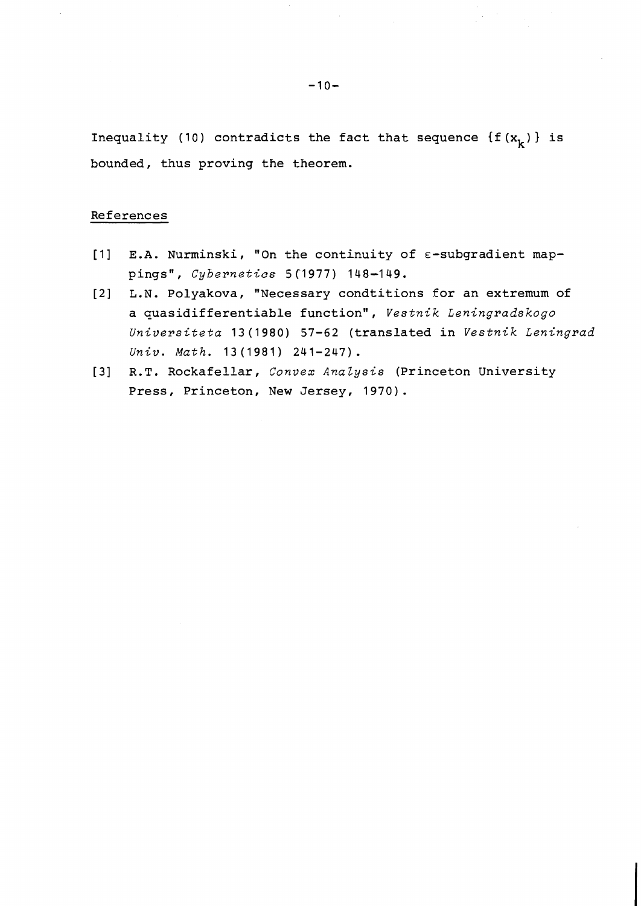Inequality (10) contradicts the fact that sequence $\{f(x_k)\}$ is bounded, thus proving the theorem.

## References

[1] E.A. Nurminski, "On the continuity of $\varepsilon$-subgradient mappings", *Cybernetics* 5(1977) 148-149.

[2] L.N. Polyakova, "Necessary condtitions for an extremum of a quasidifferentiable function", *Vestnik Leningradskogo Universiteta* 13(1980) 57-62 (translated in *Vestnik Leningrad Univ. Math.* 13(1981) 241-247).

[3] R.T. Rockafellar, *Convex Analysis* (Princeton University Press, Princeton, New Jersey, 1970).